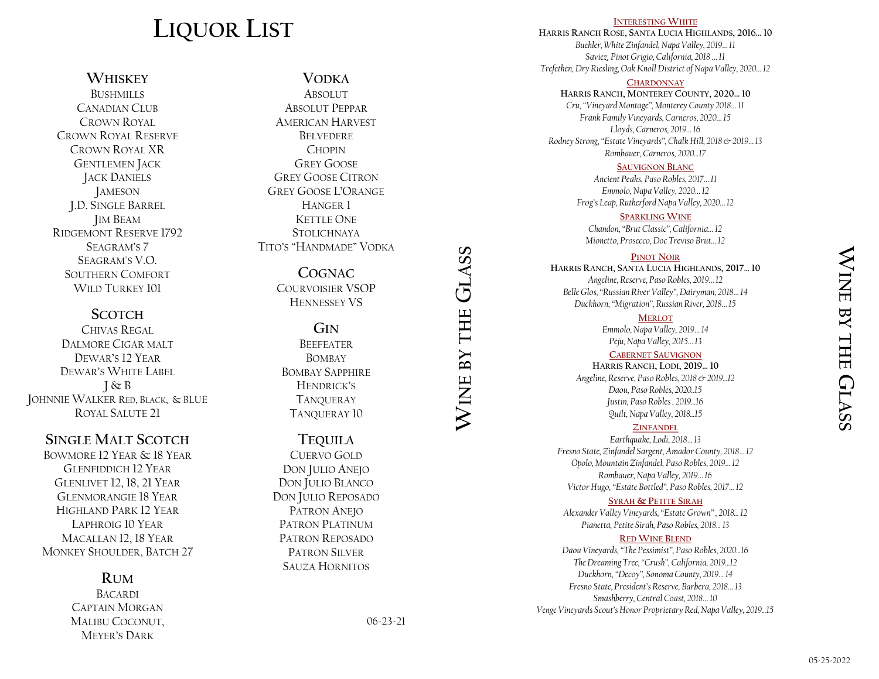# Liquor List

## Whiskey

Bushmills
Canadian Club
Crown Royal
Crown Royal Reserve
Crown Royal XR
Gentlemen Jack
Jack Daniels
Jameson
J.D. Single Barrel
Jim Beam
Ridgemont Reserve 1792
Seagram's 7
Seagram's V.O.
Southern Comfort
Wild Turkey 101

## Scotch

Chivas Regal
Dalmore Cigar Malt
Dewar's 12 Year
Dewar's White Label
J & B
Johnnie Walker Red, Black, & Blue
Royal Salute 21

## Single Malt Scotch

Bowmore 12 Year & 18 Year
Glenfiddich 12 Year
Glenlivet 12, 18, 21 Year
Glenmorangie 18 Year
Highland Park 12 Year
Laphroig 10 Year
Macallan 12, 18 Year
Monkey Shoulder, Batch 27

## Rum

Bacardi
Captain Morgan
Malibu Coconut,
Meyer's Dark

## Vodka

Absolut
Absolut Peppar
American Harvest
Belvedere
Chopin
Grey Goose
Grey Goose Citron
Grey Goose L'Orange
Hanger 1
Kettle One
Stolichnaya
Tito's "Handmade" Vodka

## Cognac

Courvoisier VSOP
Hennessey VS

## Gin

Beefeater
Bombay
Bombay Sapphire
Hendrick's
Tanqueray
Tanqueray 10

## Tequila

Cuervo Gold
Don Julio Anejo
Don Julio Blanco
Don Julio Reposado
Patron Anejo
Patron Platinum
Patron Reposado
Patron Silver
Sauza Hornitos

06-23-21

# Wine by the Glass

## Interesting White

**Harris Ranch Rose, Santa Lucia Highlands, 2016… 10**
*Buehler, White Zinfandel, Napa Valley, 2019… 11*
*Saviez, Pinot Grigio, California, 2018 … 11*
*Trefethen, Dry Riesling, Oak Knoll District of Napa Valley, 2020… 12*

## Chardonnay

**Harris Ranch, Monterey County, 2020… 10**
*Cru, "Vineyard Montage", Monterey County 2018… 11*
*Frank Family Vineyards, Carneros, 2020… 15*
*Lloyds, Carneros, 2019… 16*
*Rodney Strong, "Estate Vineyards", Chalk Hill, 2018 & 2019… 13*
*Rombauer, Carneros, 2020…17*

## Sauvignon Blanc

*Ancient Peaks, Paso Robles, 2017… 11*
*Emmolo, Napa Valley, 2020… 12*
*Frog's Leap, Rutherford Napa Valley, 2020… 12*

## Sparkling Wine

*Chandon, "Brut Classic", California… 12*
*Mionetto, Prosecco, Doc Treviso Brut… 12*

## Pinot Noir

**Harris Ranch, Santa Lucia Highlands, 2017… 10**
*Angeline, Reserve, Paso Robles, 2019… 12*
*Belle Glos, "Russian River Valley", Dairyman, 2018… 14*
*Duckhorn, "Migration", Russian River, 2018… 15*

## Merlot

*Emmolo, Napa Valley, 2019… 14*
*Peju, Napa Valley, 2015… 13*

## Cabernet Sauvignon

**Harris Ranch, Lodi, 2019… 10**
*Angeline, Reserve, Paso Robles, 2018 & 2019…12*
*Daou, Paso Robles, 2020..15*
*Justin, Paso Robles , 2019…16*
*Quilt, Napa Valley, 2018…15*

## Zinfandel

*Earthquake, Lodi, 2018… 13*
*Fresno State, Zinfandel Sargent, Amador County, 2018… 12*
*Opolo, Mountain Zinfandel, Paso Robles, 2019… 12*
*Rombauer, Napa Valley, 2019… 16*
*Victor Hugo, "Estate Bottled", Paso Robles, 2017… 12*

## Syrah & Petite Sirah

*Alexander Valley Vineyards, "Estate Grown" , 2018… 12*
*Pianetta, Petite Sirah, Paso Robles, 2018… 13*

## Red Wine Blend

*Daou Vineyards, "The Pessimist", Paso Robles, 2020…16*
*The Dreaming Tree, "Crush", California, 2019…12*
*Duckhorn, "Decoy", Sonoma County, 2019… 14*
*Fresno State, President's Reserve, Barbera, 2018… 13*
*Smashberry, Central Coast, 2018… 10*
*Venge Vineyards Scout's Honor Proprietary Red, Napa Valley, 2019…15*

05-25-2022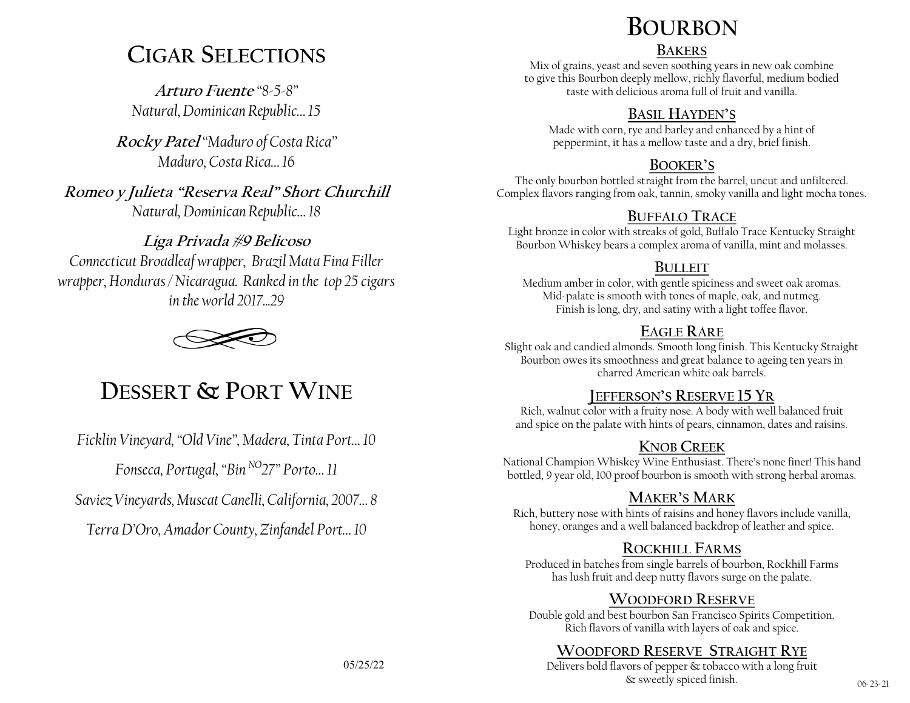# Cigar Selections

***Arturo Fuente*** *"8-5-8"*
*Natural, Dominican Republic… 15*

***Rocky Patel*** *"Maduro of Costa Rica"*
*Maduro, Costa Rica… 16*

***Romeo y Julieta "Reserva Real" Short Churchill***
*Natural, Dominican Republic… 18*

***Liga Privada #9 Belicoso***
*Connecticut Broadleaf wrapper, Brazil Mata Fina Filler wrapper, Honduras / Nicaragua. Ranked in the top 25 cigars in the world 2017…29*

# Dessert & Port Wine

*Ficklin Vineyard, "Old Vine", Madera, Tinta Port… 10*

*Fonseca, Portugal, "Bin NO 27" Porto… 11*

*Saviez Vineyards, Muscat Canelli, California, 2007… 8*

*Terra D'Oro, Amador County, Zinfandel Port… 10*

05/25/22

# Bourbon

## Bakers

Mix of grains, yeast and seven soothing years in new oak combine to give this Bourbon deeply mellow, richly flavorful, medium bodied taste with delicious aroma full of fruit and vanilla.

## Basil Hayden's

Made with corn, rye and barley and enhanced by a hint of peppermint, it has a mellow taste and a dry, brief finish.

## Booker's

The only bourbon bottled straight from the barrel, uncut and unfiltered. Complex flavors ranging from oak, tannin, smoky vanilla and light mocha tones.

## Buffalo Trace

Light bronze in color with streaks of gold, Buffalo Trace Kentucky Straight Bourbon Whiskey bears a complex aroma of vanilla, mint and molasses.

## Bulleit

Medium amber in color, with gentle spiciness and sweet oak aromas. Mid-palate is smooth with tones of maple, oak, and nutmeg. Finish is long, dry, and satiny with a light toffee flavor.

## Eagle Rare

Slight oak and candied almonds. Smooth long finish. This Kentucky Straight Bourbon owes its smoothness and great balance to ageing ten years in charred American white oak barrels.

## Jefferson's Reserve 15 Yr

Rich, walnut color with a fruity nose. A body with well balanced fruit and spice on the palate with hints of pears, cinnamon, dates and raisins.

## Knob Creek

National Champion Whiskey Wine Enthusiast. There's none finer! This hand bottled, 9 year old, 100 proof bourbon is smooth with strong herbal aromas.

## Maker's Mark

Rich, buttery nose with hints of raisins and honey flavors include vanilla, honey, oranges and a well balanced backdrop of leather and spice.

## Rockhill Farms

Produced in batches from single barrels of bourbon, Rockhill Farms has lush fruit and deep nutty flavors surge on the palate.

## Woodford Reserve

Double gold and best bourbon San Francisco Spirits Competition. Rich flavors of vanilla with layers of oak and spice.

## Woodford Reserve Straight Rye

Delivers bold flavors of pepper & tobacco with a long fruit & sweetly spiced finish.

06-23-21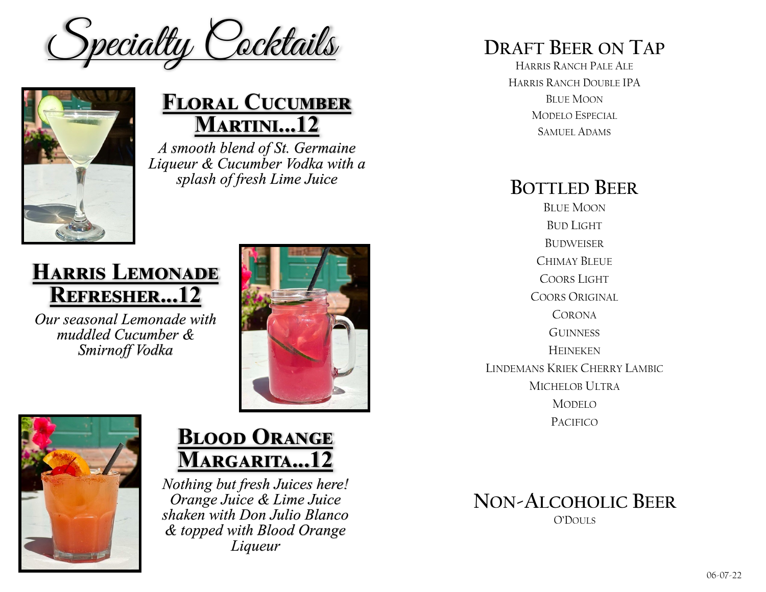# Specialty Cocktails

## Floral Cucumber Martini...12

*A smooth blend of St. Germaine Liqueur & Cucumber Vodka with a splash of fresh Lime Juice*

## Harris Lemonade Refresher...12

*Our seasonal Lemonade with muddled Cucumber & Smirnoff Vodka*

## Blood Orange Margarita...12

*Nothing but fresh Juices here! Orange Juice & Lime Juice shaken with Don Julio Blanco & topped with Blood Orange Liqueur*

## Draft Beer on Tap

Harris Ranch Pale Ale
Harris Ranch Double IPA
Blue Moon
Modelo Especial
Samuel Adams

## Bottled Beer

Blue Moon
Bud Light
Budweiser
Chimay Bleue
Coors Light
Coors Original
Corona
Guinness
Heineken
Lindemans Kriek Cherry Lambic
Michelob Ultra
Modelo
Pacifico

## Non-Alcoholic Beer

O'Douls

06-07-22